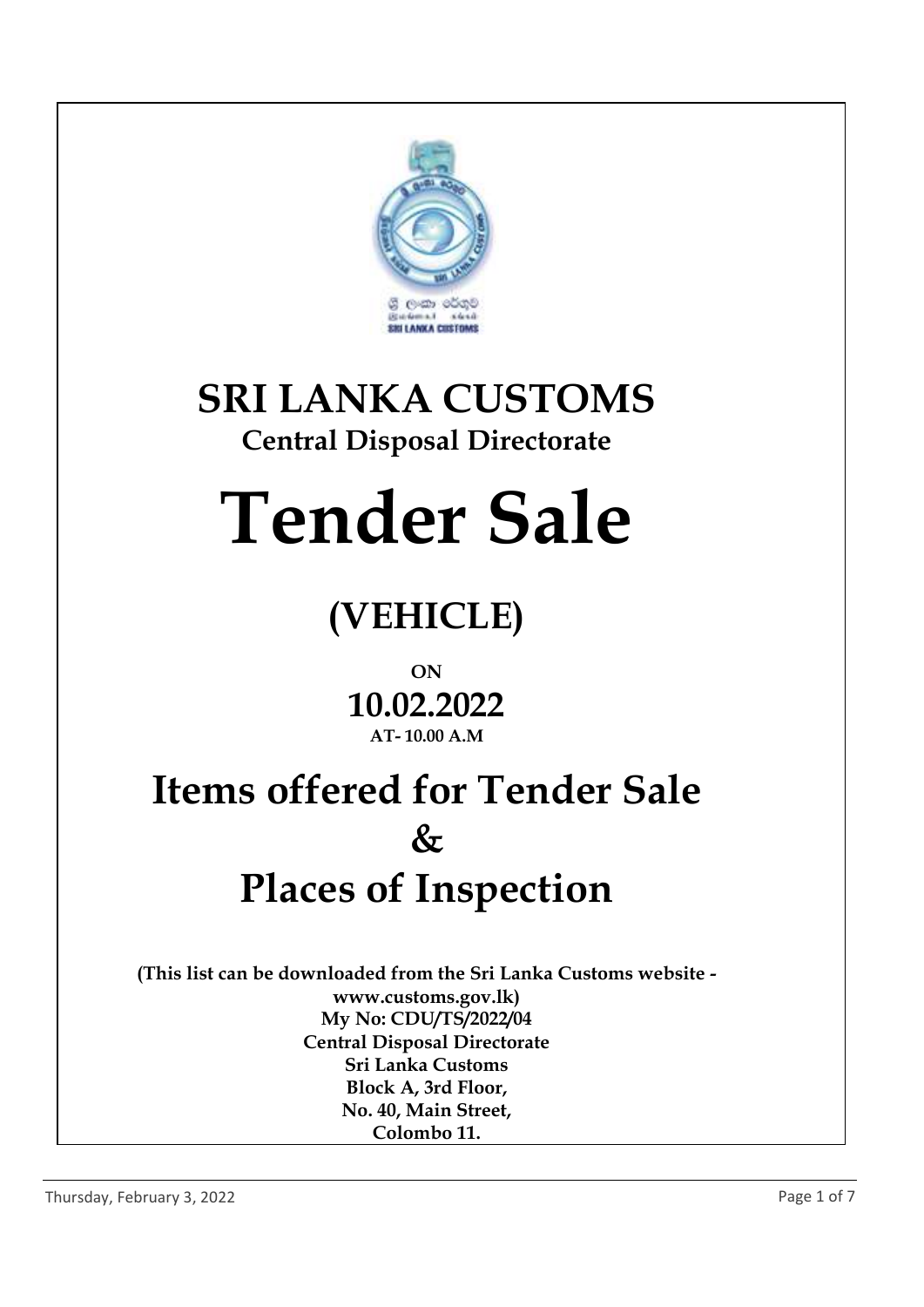# SRI LANKA CUSTOMS

## Central Disposal Directorate

# Tender Sale

## (VEHICLE)

**ON**

## 10.02.2022

**AT- 10.00 A.M**

# Items offered for Tender Sale & Places of Inspection

**(This list can be downloaded from the Sri Lanka Customs website - www.customs.gov.lk)**
**My No: CDU/TS/2022/04**
**Central Disposal Directorate**
**Sri Lanka Customs**
**Block A, 3rd Floor,**
**No. 40, Main Street,**
**Colombo 11.**

Thursday, February 3, 2022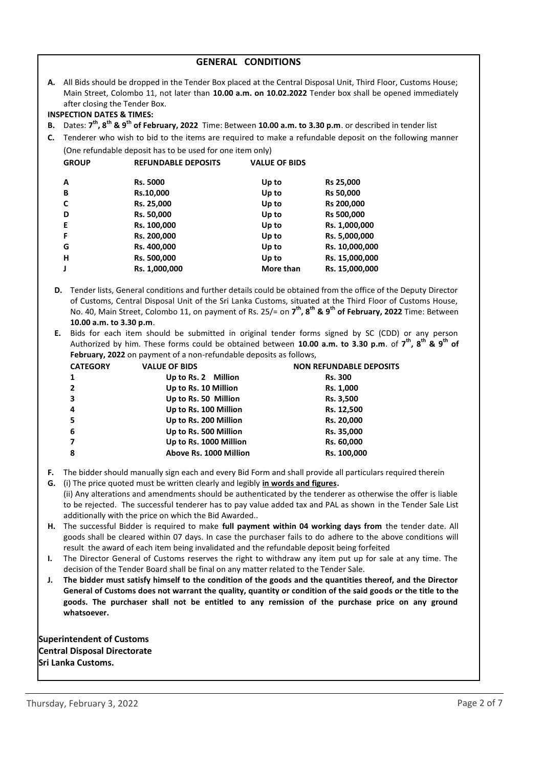## GENERAL CONDITIONS

**A.** All Bids should be dropped in the Tender Box placed at the Central Disposal Unit, Third Floor, Customs House; Main Street, Colombo 11, not later than **10.00 a.m. on 10.02.2022** Tender box shall be opened immediately after closing the Tender Box.

**INSPECTION DATES & TIMES:**

**B.** Dates: **7th, 8th & 9th of February, 2022** Time: Between **10.00 a.m. to 3.30 p.m**. or described in tender list

**C.** Tenderer who wish to bid to the items are required to make a refundable deposit on the following manner (One refundable deposit has to be used for one item only)

| GROUP | REFUNDABLE DEPOSITS | VALUE OF BIDS | |
|---|---|---|---|
| A | Rs. 5000 | Up to | Rs 25,000 |
| B | Rs.10,000 | Up to | Rs 50,000 |
| C | Rs. 25,000 | Up to | Rs 200,000 |
| D | Rs. 50,000 | Up to | Rs 500,000 |
| E | Rs. 100,000 | Up to | Rs. 1,000,000 |
| F | Rs. 200,000 | Up to | Rs. 5,000,000 |
| G | Rs. 400,000 | Up to | Rs. 10,000,000 |
| H | Rs. 500,000 | Up to | Rs. 15,000,000 |
| J | Rs. 1,000,000 | More than | Rs. 15,000,000 |

**D.** Tender lists, General conditions and further details could be obtained from the office of the Deputy Director of Customs, Central Disposal Unit of the Sri Lanka Customs, situated at the Third Floor of Customs House, No. 40, Main Street, Colombo 11, on payment of Rs. 25/= on **7th, 8th & 9th of February, 2022** Time: Between **10.00 a.m. to 3.30 p.m**.

**E.** Bids for each item should be submitted in original tender forms signed by SC (CDD) or any person Authorized by him. These forms could be obtained between **10.00 a.m. to 3.30 p.m**. of **7th, 8th & 9th of February, 2022** on payment of a non-refundable deposits as follows,

| CATEGORY | VALUE OF BIDS | NON REFUNDABLE DEPOSITS |
|---|---|---|
| 1 | Up to Rs. 2 Million | Rs. 300 |
| 2 | Up to Rs. 10 Million | Rs. 1,000 |
| 3 | Up to Rs. 50 Million | Rs. 3,500 |
| 4 | Up to Rs. 100 Million | Rs. 12,500 |
| 5 | Up to Rs. 200 Million | Rs. 20,000 |
| 6 | Up to Rs. 500 Million | Rs. 35,000 |
| 7 | Up to Rs. 1000 Million | Rs. 60,000 |
| 8 | Above Rs. 1000 Million | Rs. 100,000 |

**F.** The bidder should manually sign each and every Bid Form and shall provide all particulars required therein

**G.** (i) The price quoted must be written clearly and legibly **in words and figures.**

(ii) Any alterations and amendments should be authenticated by the tenderer as otherwise the offer is liable to be rejected. The successful tenderer has to pay value added tax and PAL as shown in the Tender Sale List additionally with the price on which the Bid Awarded..

**H.** The successful Bidder is required to make **full payment within 04 working days from** the tender date. All goods shall be cleared within 07 days. In case the purchaser fails to do adhere to the above conditions will result the award of each item being invalidated and the refundable deposit being forfeited

**I.** The Director General of Customs reserves the right to withdraw any item put up for sale at any time. The decision of the Tender Board shall be final on any matter related to the Tender Sale.

**J. The bidder must satisfy himself to the condition of the goods and the quantities thereof, and the Director General of Customs does not warrant the quality, quantity or condition of the said goods or the title to the goods. The purchaser shall not be entitled to any remission of the purchase price on any ground whatsoever.**

**Superintendent of Customs**
**Central Disposal Directorate**
**Sri Lanka Customs.**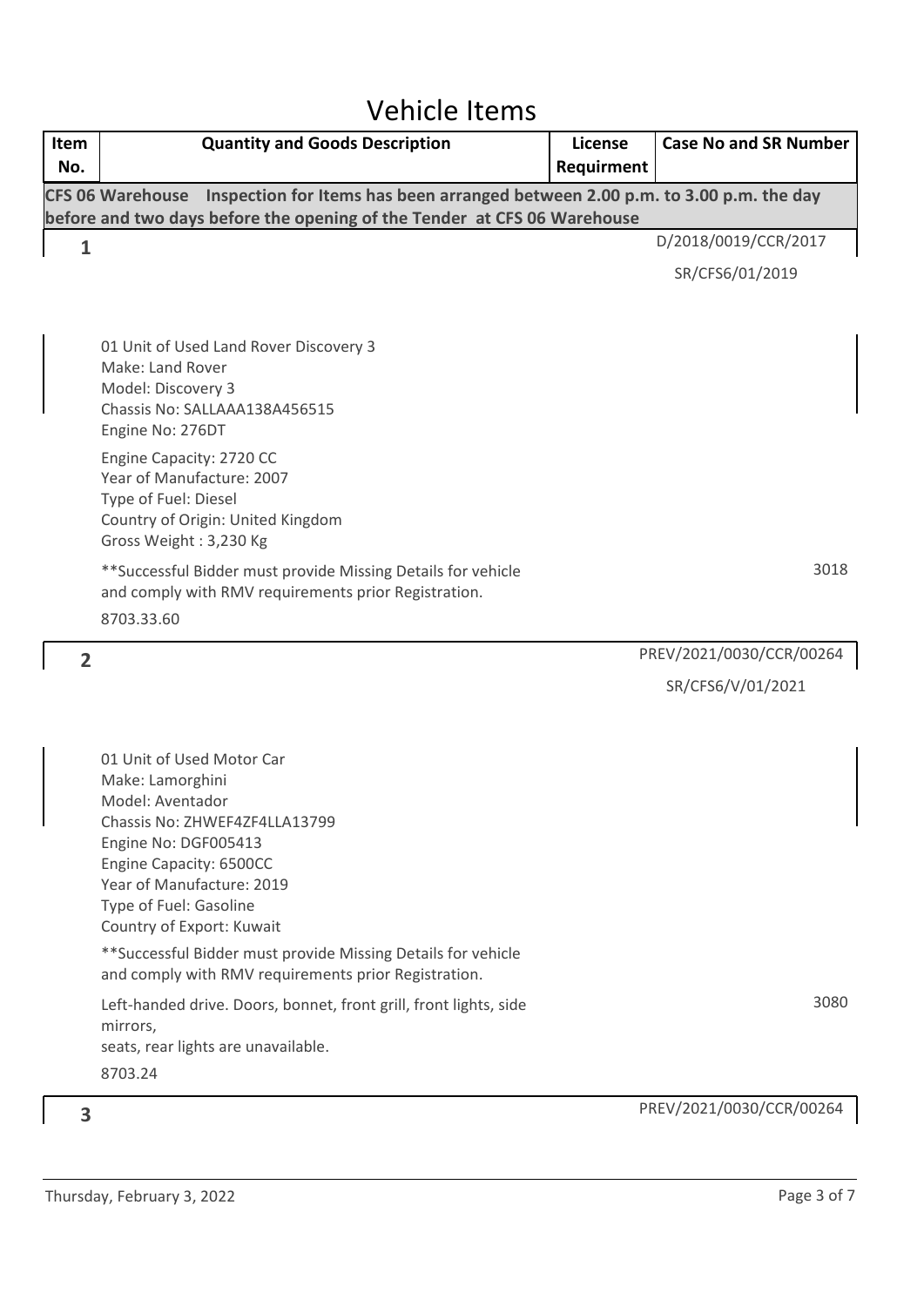# Vehicle Items

| Item No. | Quantity and Goods Description | License Requirment | Case No and SR Number |
|---|---|---|---|
| **CFS 06 Warehouse** | **Inspection for Items has been arranged between 2.00 p.m. to 3.00 p.m. the day before and two days before the opening of the Tender at CFS 06 Warehouse** | | |
| 1 | 01 Unit of Used Land Rover Discovery 3<br>Make: Land Rover<br>Model: Discovery 3<br>Chassis No: SALLAAA138A456515<br>Engine No: 276DT<br>Engine Capacity: 2720 CC<br>Year of Manufacture: 2007<br>Type of Fuel: Diesel<br>Country of Origin: United Kingdom<br>Gross Weight : 3,230 Kg<br>**Successful Bidder must provide Missing Details for vehicle and comply with RMV requirements prior Registration.<br>8703.33.60 | | D/2018/0019/CCR/2017<br>SR/CFS6/01/2019<br>3018 |
| 2 | 01 Unit of Used Motor Car<br>Make: Lamorghini<br>Model: Aventador<br>Chassis No: ZHWEF4ZF4LLA13799<br>Engine No: DGF005413<br>Engine Capacity: 6500CC<br>Year of Manufacture: 2019<br>Type of Fuel: Gasoline<br>Country of Export: Kuwait<br>**Successful Bidder must provide Missing Details for vehicle and comply with RMV requirements prior Registration.<br>Left-handed drive. Doors, bonnet, front grill, front lights, side mirrors, seats, rear lights are unavailable.<br>8703.24 | | PREV/2021/0030/CCR/00264<br>SR/CFS6/V/01/2021<br>3080 |
| 3 | | | PREV/2021/0030/CCR/00264 |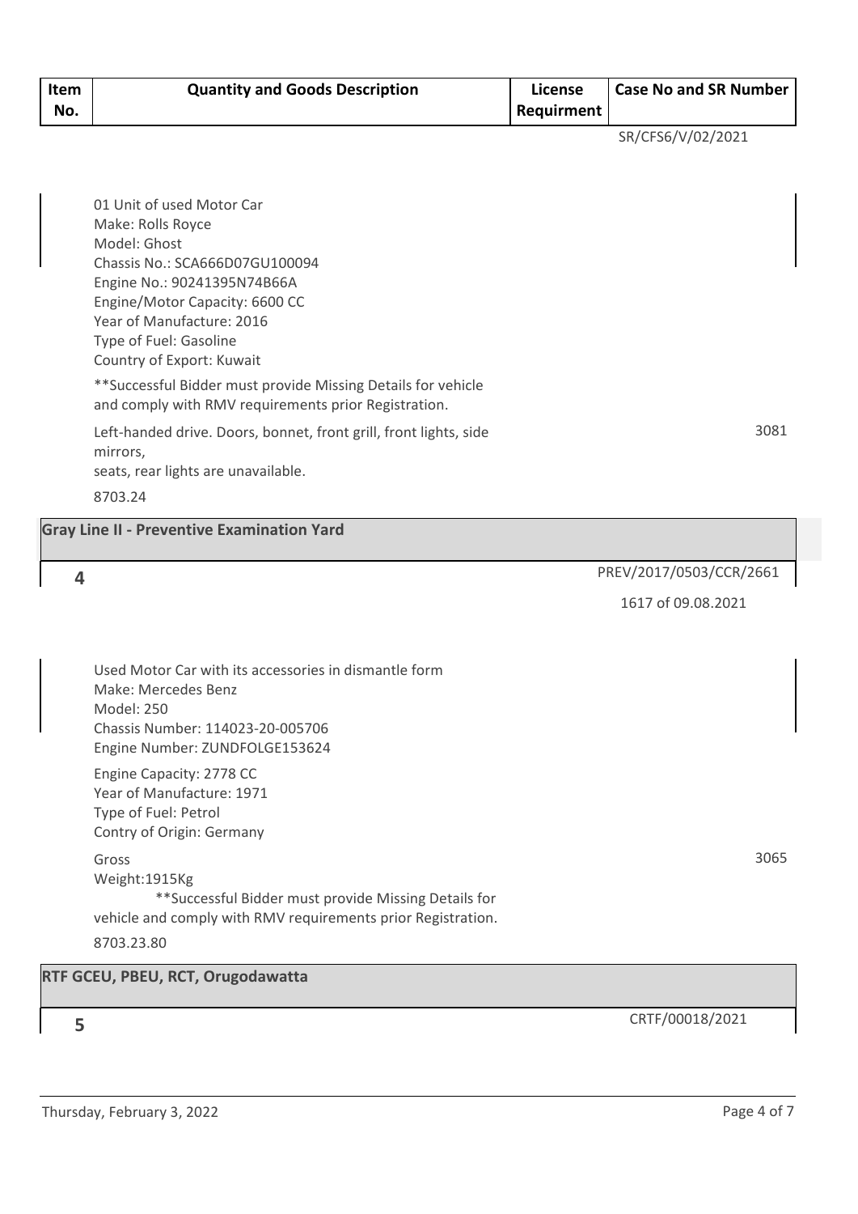| Item No. | Quantity and Goods Description | License Requirment | Case No and SR Number |
|---|---|---|---|
| | | | SR/CFS6/V/02/2021 |
| | 01 Unit of used Motor Car<br>Make: Rolls Royce<br>Model: Ghost<br>Chassis No.: SCA666D07GU100094<br>Engine No.: 90241395N74B66A<br>Engine/Motor Capacity: 6600 CC<br>Year of Manufacture: 2016<br>Type of Fuel: Gasoline<br>Country of Export: Kuwait<br>**Successful Bidder must provide Missing Details for vehicle and comply with RMV requirements prior Registration.<br>Left-handed drive. Doors, bonnet, front grill, front lights, side mirrors,<br>seats, rear lights are unavailable.<br>8703.24 | | 3081 |
| **Gray Line II - Preventive Examination Yard** | | | |
| 4 | | | PREV/2017/0503/CCR/2661<br>1617 of 09.08.2021 |
| | Used Motor Car with its accessories in dismantle form<br>Make: Mercedes Benz<br>Model: 250<br>Chassis Number: 114023-20-005706<br>Engine Number: ZUNDFOLGE153624<br>Engine Capacity: 2778 CC<br>Year of Manufacture: 1971<br>Type of Fuel: Petrol<br>Contry of Origin: Germany<br>Gross<br>Weight:1915Kg<br>**Successful Bidder must provide Missing Details for vehicle and comply with RMV requirements prior Registration.<br>8703.23.80 | | 3065 |
| **RTF GCEU, PBEU, RCT, Orugodawatta** | | | |
| 5 | | | CRTF/00018/2021 |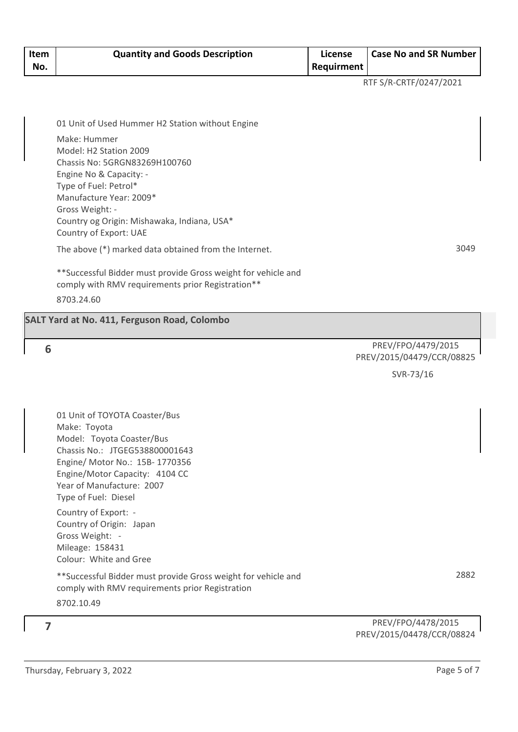| Item No. | Quantity and Goods Description | License Requirment | Case No and SR Number |
|---|---|---|---|
| | 01 Unit of Used Hummer H2 Station without Engine<br>Make: Hummer<br>Model: H2 Station 2009<br>Chassis No: 5GRGN83269H100760<br>Engine No & Capacity: -<br>Type of Fuel: Petrol*<br>Manufacture Year: 2009*<br>Gross Weight: -<br>Country og Origin: Mishawaka, Indiana, USA*<br>Country of Export: UAE<br>The above (*) marked data obtained from the Internet.<br>**Successful Bidder must provide Gross weight for vehicle and comply with RMV requirements prior Registration**<br>8703.24.60 | | RTF S/R-CRTF/0247/2021<br>3049 |

**SALT Yard at No. 411, Ferguson Road, Colombo**

| Item No. | Quantity and Goods Description | License Requirment | Case No and SR Number |
|---|---|---|---|
| 6 | 01 Unit of TOYOTA Coaster/Bus<br>Make: Toyota<br>Model: Toyota Coaster/Bus<br>Chassis No.: JTGEG538800001643<br>Engine/ Motor No.: 15B- 1770356<br>Engine/Motor Capacity: 4104 CC<br>Year of Manufacture: 2007<br>Type of Fuel: Diesel<br>Country of Export: -<br>Country of Origin: Japan<br>Gross Weight: -<br>Mileage: 158431<br>Colour: White and Gree<br>**Successful Bidder must provide Gross weight for vehicle and comply with RMV requirements prior Registration<br>8702.10.49 | | PREV/FPO/4479/2015<br>PREV/2015/04479/CCR/08825<br>SVR-73/16<br>2882 |
| 7 | | | PREV/FPO/4478/2015<br>PREV/2015/04478/CCR/08824 |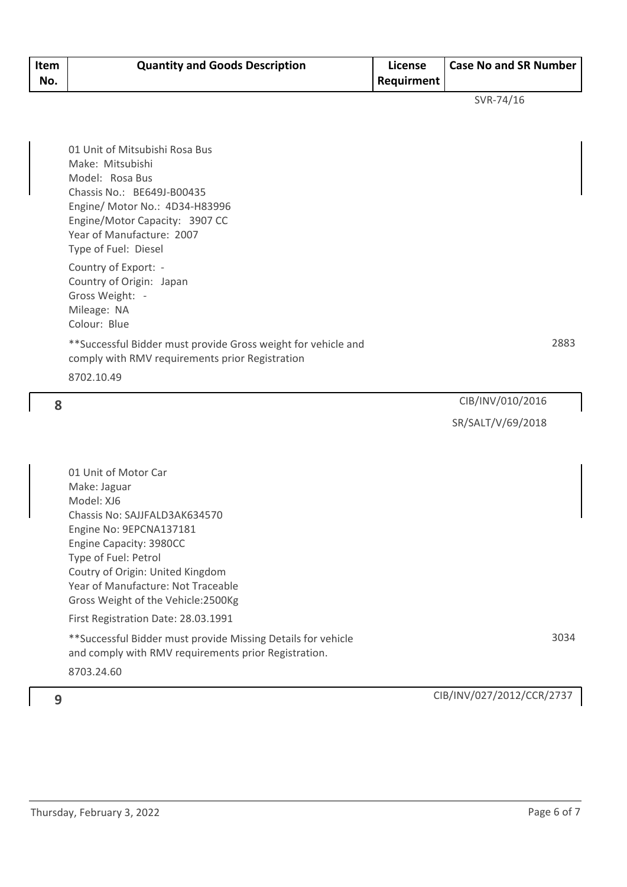| Item No. | Quantity and Goods Description | License Requirment | Case No and SR Number |
|---|---|---|---|
| | | | SVR-74/16 |
| | 01 Unit of Mitsubishi Rosa Bus<br>Make: Mitsubishi<br>Model: Rosa Bus<br>Chassis No.: BE649J-B00435<br>Engine/ Motor No.: 4D34-H83996<br>Engine/Motor Capacity: 3907 CC<br>Year of Manufacture: 2007<br>Type of Fuel: Diesel<br>Country of Export: -<br>Country of Origin: Japan<br>Gross Weight: -<br>Mileage: NA<br>Colour: Blue<br>**Successful Bidder must provide Gross weight for vehicle and comply with RMV requirements prior Registration<br>8702.10.49 | | 2883 |
| 8 | | | CIB/INV/010/2016<br>SR/SALT/V/69/2018 |
| | 01 Unit of Motor Car<br>Make: Jaguar<br>Model: XJ6<br>Chassis No: SAJJFALD3AK634570<br>Engine No: 9EPCNA137181<br>Engine Capacity: 3980CC<br>Type of Fuel: Petrol<br>Coutry of Origin: United Kingdom<br>Year of Manufacture: Not Traceable<br>Gross Weight of the Vehicle:2500Kg<br>First Registration Date: 28.03.1991<br>**Successful Bidder must provide Missing Details for vehicle and comply with RMV requirements prior Registration.<br>8703.24.60 | | 3034 |
| 9 | | | CIB/INV/027/2012/CCR/2737 |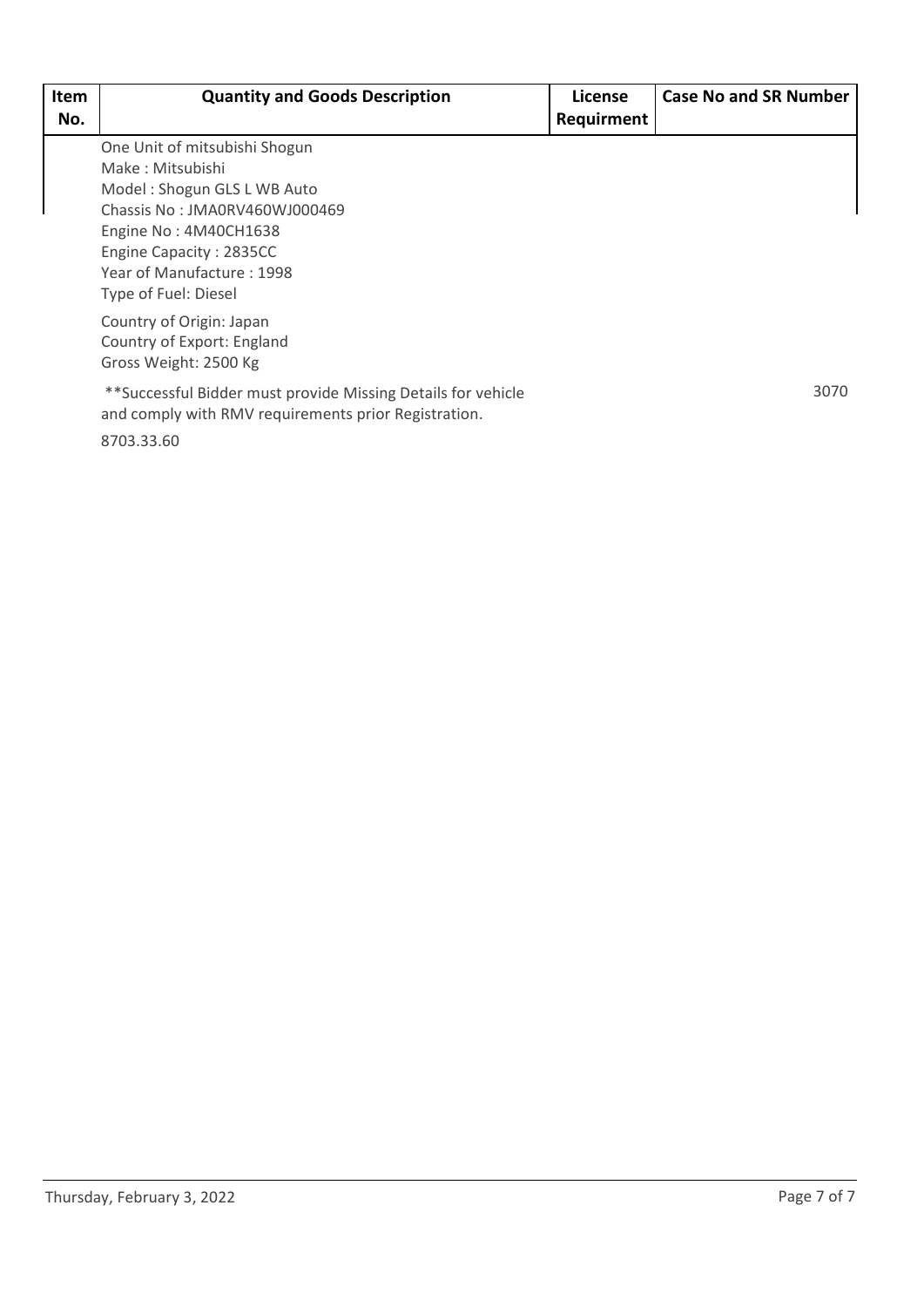| Item No. | Quantity and Goods Description | License Requirment | Case No and SR Number |
|---|---|---|---|
| | One Unit of mitsubishi Shogun<br>Make : Mitsubishi<br>Model : Shogun GLS L WB Auto<br>Chassis No : JMA0RV460WJ000469<br>Engine No : 4M40CH1638<br>Engine Capacity : 2835CC<br>Year of Manufacture : 1998<br>Type of Fuel: Diesel<br>Country of Origin: Japan<br>Country of Export: England<br>Gross Weight: 2500 Kg<br>**Successful Bidder must provide Missing Details for vehicle and comply with RMV requirements prior Registration.<br>8703.33.60 | | 3070 |